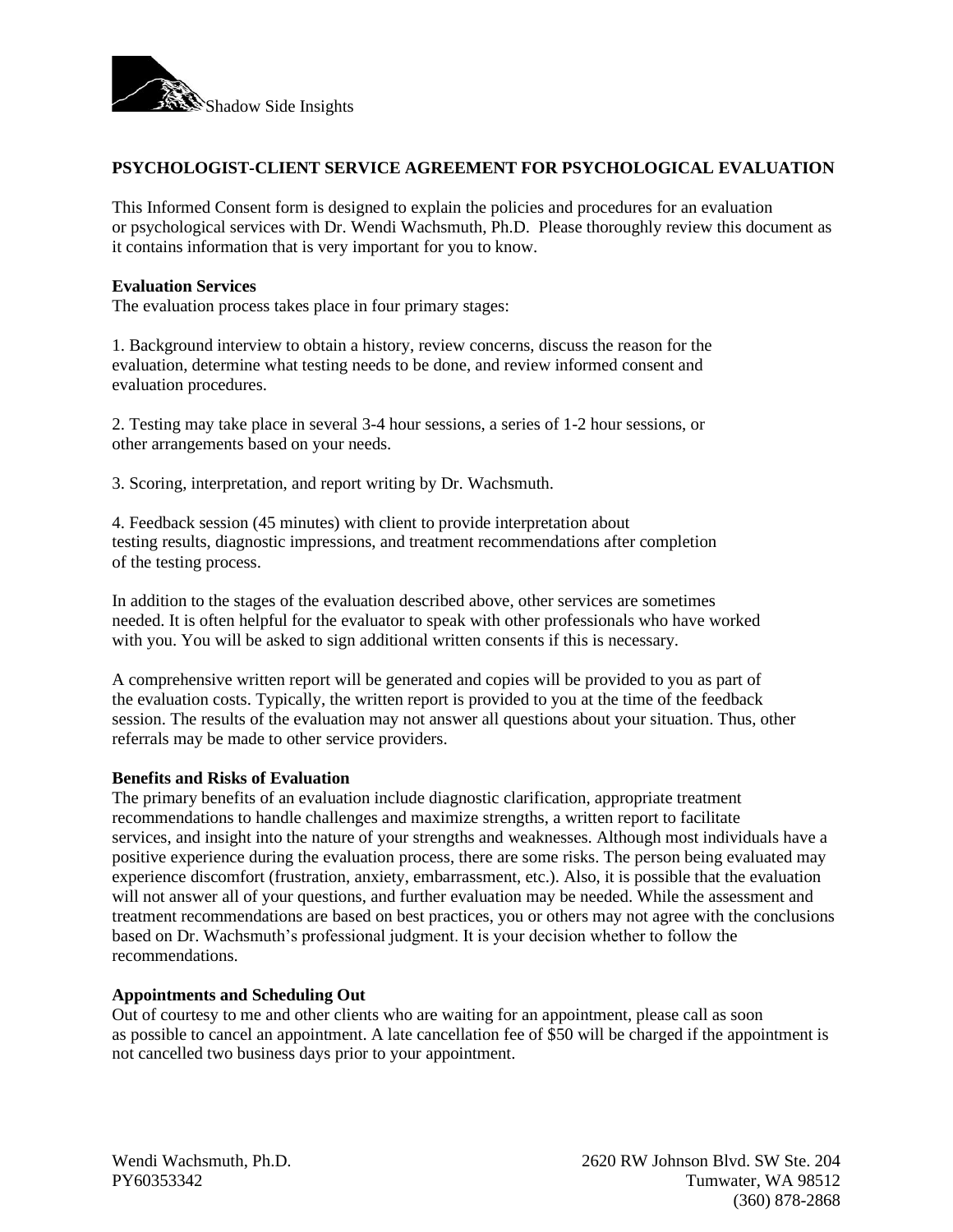Shadow Side Insights

# PSYCHOLOGIST-CLIENT SERVICE AGREEMENT FOR PSYCHOLOGICAL EVALUATION

This Informed Consent form is designed to explain the policies and procedures for an evaluation or psychological services with Dr. Wendi Wachsmuth, Ph.D. Please thoroughly review this document as it contains information that is very important for you to know.

**Evaluation Services**

The evaluation process takes place in four primary stages:

1. Background interview to obtain a history, review concerns, discuss the reason for the evaluation, determine what testing needs to be done, and review informed consent and evaluation procedures.

2. Testing may take place in several 3-4 hour sessions, a series of 1-2 hour sessions, or other arrangements based on your needs.

3. Scoring, interpretation, and report writing by Dr. Wachsmuth.

4. Feedback session (45 minutes) with client to provide interpretation about testing results, diagnostic impressions, and treatment recommendations after completion of the testing process.

In addition to the stages of the evaluation described above, other services are sometimes needed. It is often helpful for the evaluator to speak with other professionals who have worked with you. You will be asked to sign additional written consents if this is necessary.

A comprehensive written report will be generated and copies will be provided to you as part of the evaluation costs. Typically, the written report is provided to you at the time of the feedback session. The results of the evaluation may not answer all questions about your situation. Thus, other referrals may be made to other service providers.

**Benefits and Risks of Evaluation**

The primary benefits of an evaluation include diagnostic clarification, appropriate treatment recommendations to handle challenges and maximize strengths, a written report to facilitate services, and insight into the nature of your strengths and weaknesses. Although most individuals have a positive experience during the evaluation process, there are some risks. The person being evaluated may experience discomfort (frustration, anxiety, embarrassment, etc.). Also, it is possible that the evaluation will not answer all of your questions, and further evaluation may be needed. While the assessment and treatment recommendations are based on best practices, you or others may not agree with the conclusions based on Dr. Wachsmuth's professional judgment. It is your decision whether to follow the recommendations.

**Appointments and Scheduling Out**

Out of courtesy to me and other clients who are waiting for an appointment, please call as soon as possible to cancel an appointment. A late cancellation fee of $50 will be charged if the appointment is not cancelled two business days prior to your appointment.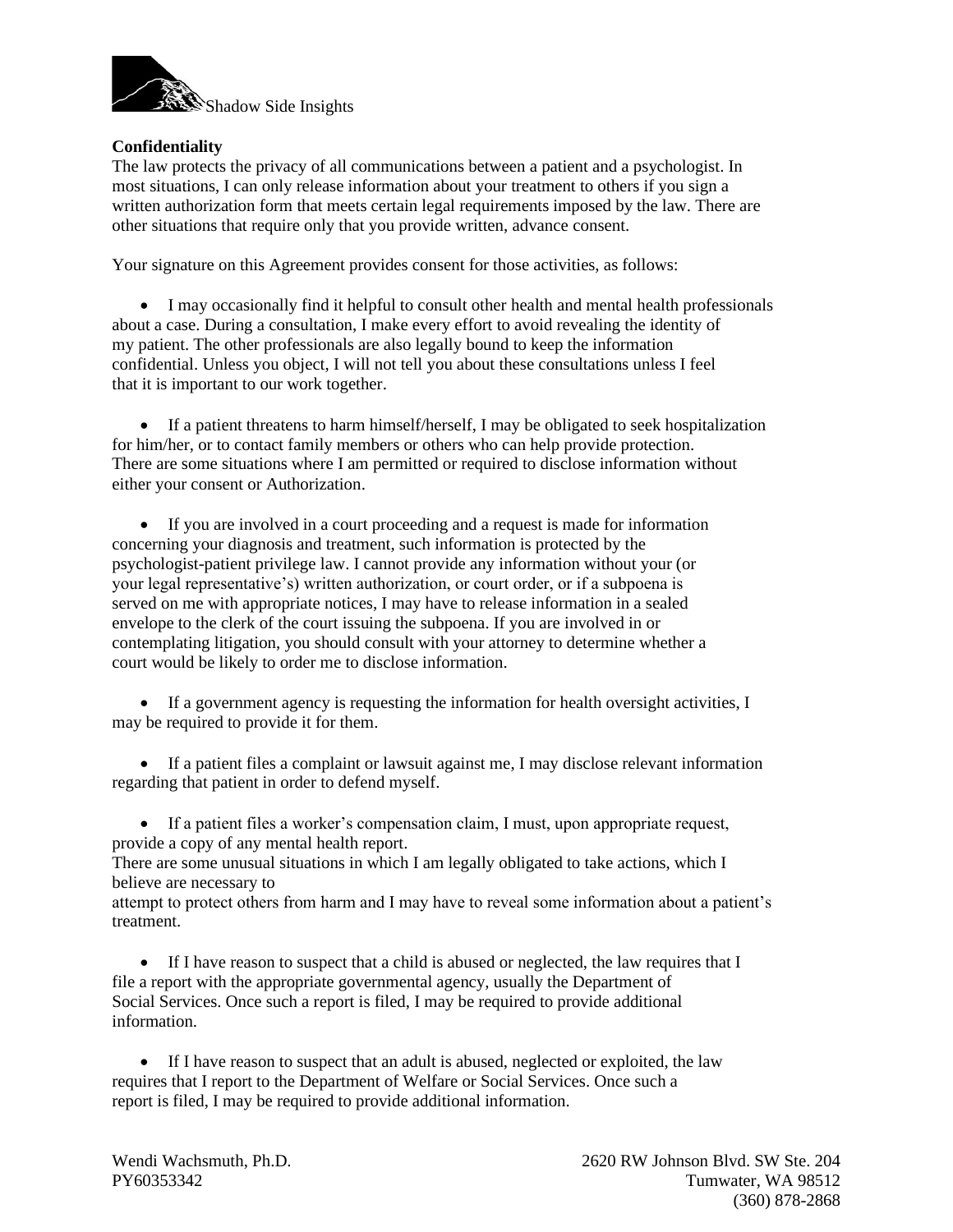**Confidentiality**

The law protects the privacy of all communications between a patient and a psychologist. In most situations, I can only release information about your treatment to others if you sign a written authorization form that meets certain legal requirements imposed by the law. There are other situations that require only that you provide written, advance consent.

Your signature on this Agreement provides consent for those activities, as follows:

- I may occasionally find it helpful to consult other health and mental health professionals about a case. During a consultation, I make every effort to avoid revealing the identity of my patient. The other professionals are also legally bound to keep the information confidential. Unless you object, I will not tell you about these consultations unless I feel that it is important to our work together.

- If a patient threatens to harm himself/herself, I may be obligated to seek hospitalization for him/her, or to contact family members or others who can help provide protection. There are some situations where I am permitted or required to disclose information without either your consent or Authorization.

- If you are involved in a court proceeding and a request is made for information concerning your diagnosis and treatment, such information is protected by the psychologist-patient privilege law. I cannot provide any information without your (or your legal representative's) written authorization, or court order, or if a subpoena is served on me with appropriate notices, I may have to release information in a sealed envelope to the clerk of the court issuing the subpoena. If you are involved in or contemplating litigation, you should consult with your attorney to determine whether a court would be likely to order me to disclose information.

- If a government agency is requesting the information for health oversight activities, I may be required to provide it for them.

- If a patient files a complaint or lawsuit against me, I may disclose relevant information regarding that patient in order to defend myself.

- If a patient files a worker's compensation claim, I must, upon appropriate request, provide a copy of any mental health report.

There are some unusual situations in which I am legally obligated to take actions, which I believe are necessary to attempt to protect others from harm and I may have to reveal some information about a patient's treatment.

- If I have reason to suspect that a child is abused or neglected, the law requires that I file a report with the appropriate governmental agency, usually the Department of Social Services. Once such a report is filed, I may be required to provide additional information.

- If I have reason to suspect that an adult is abused, neglected or exploited, the law requires that I report to the Department of Welfare or Social Services. Once such a report is filed, I may be required to provide additional information.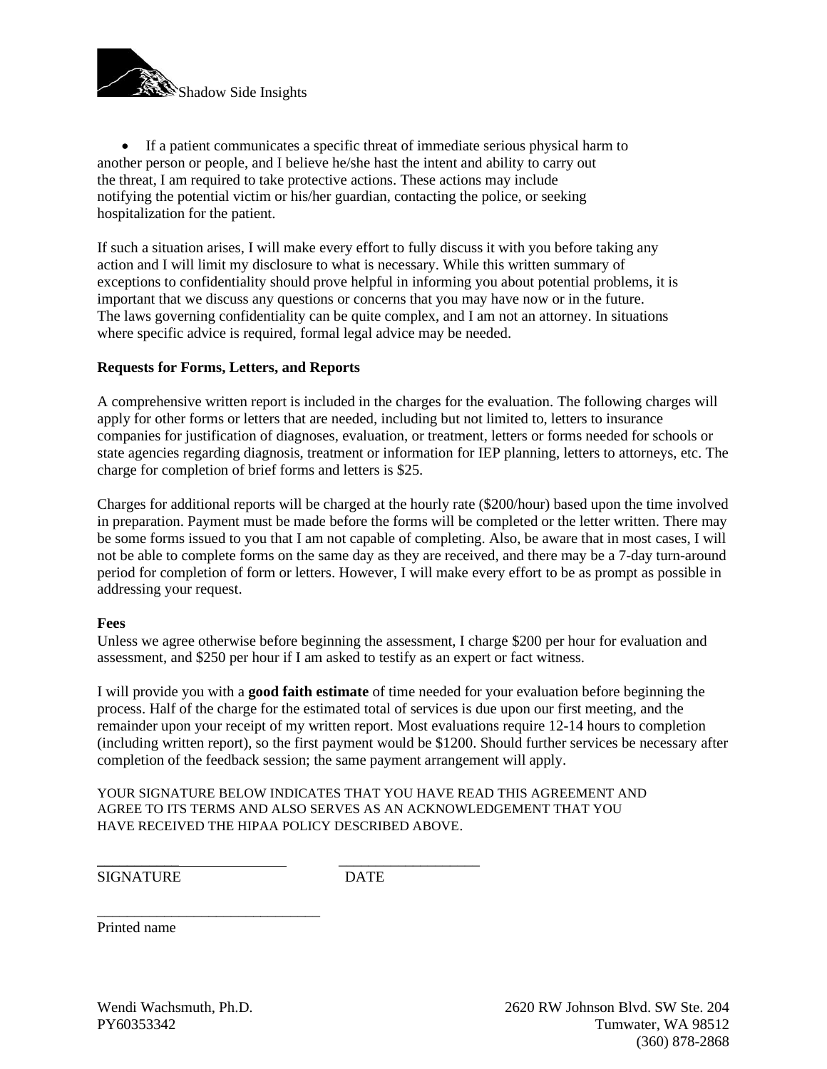- If a patient communicates a specific threat of immediate serious physical harm to another person or people, and I believe he/she hast the intent and ability to carry out the threat, I am required to take protective actions. These actions may include notifying the potential victim or his/her guardian, contacting the police, or seeking hospitalization for the patient.

If such a situation arises, I will make every effort to fully discuss it with you before taking any action and I will limit my disclosure to what is necessary. While this written summary of exceptions to confidentiality should prove helpful in informing you about potential problems, it is important that we discuss any questions or concerns that you may have now or in the future. The laws governing confidentiality can be quite complex, and I am not an attorney. In situations where specific advice is required, formal legal advice may be needed.

**Requests for Forms, Letters, and Reports**

A comprehensive written report is included in the charges for the evaluation. The following charges will apply for other forms or letters that are needed, including but not limited to, letters to insurance companies for justification of diagnoses, evaluation, or treatment, letters or forms needed for schools or state agencies regarding diagnosis, treatment or information for IEP planning, letters to attorneys, etc. The charge for completion of brief forms and letters is $25.

Charges for additional reports will be charged at the hourly rate ($200/hour) based upon the time involved in preparation. Payment must be made before the forms will be completed or the letter written. There may be some forms issued to you that I am not capable of completing. Also, be aware that in most cases, I will not be able to complete forms on the same day as they are received, and there may be a 7-day turn-around period for completion of form or letters. However, I will make every effort to be as prompt as possible in addressing your request.

**Fees**

Unless we agree otherwise before beginning the assessment, I charge $200 per hour for evaluation and assessment, and $250 per hour if I am asked to testify as an expert or fact witness.

I will provide you with a **good faith estimate** of time needed for your evaluation before beginning the process. Half of the charge for the estimated total of services is due upon our first meeting, and the remainder upon your receipt of my written report. Most evaluations require 12-14 hours to completion (including written report), so the first payment would be $1200. Should further services be necessary after completion of the feedback session; the same payment arrangement will apply.

YOUR SIGNATURE BELOW INDICATES THAT YOU HAVE READ THIS AGREEMENT AND AGREE TO ITS TERMS AND ALSO SERVES AS AN ACKNOWLEDGEMENT THAT YOU HAVE RECEIVED THE HIPAA POLICY DESCRIBED ABOVE.

___________________________ ____________________

SIGNATURE DATE

______________________________

Printed name

Wendi Wachsmuth, Ph.D.
PY60353342

2620 RW Johnson Blvd. SW Ste. 204
Tumwater, WA 98512
(360) 878-2868